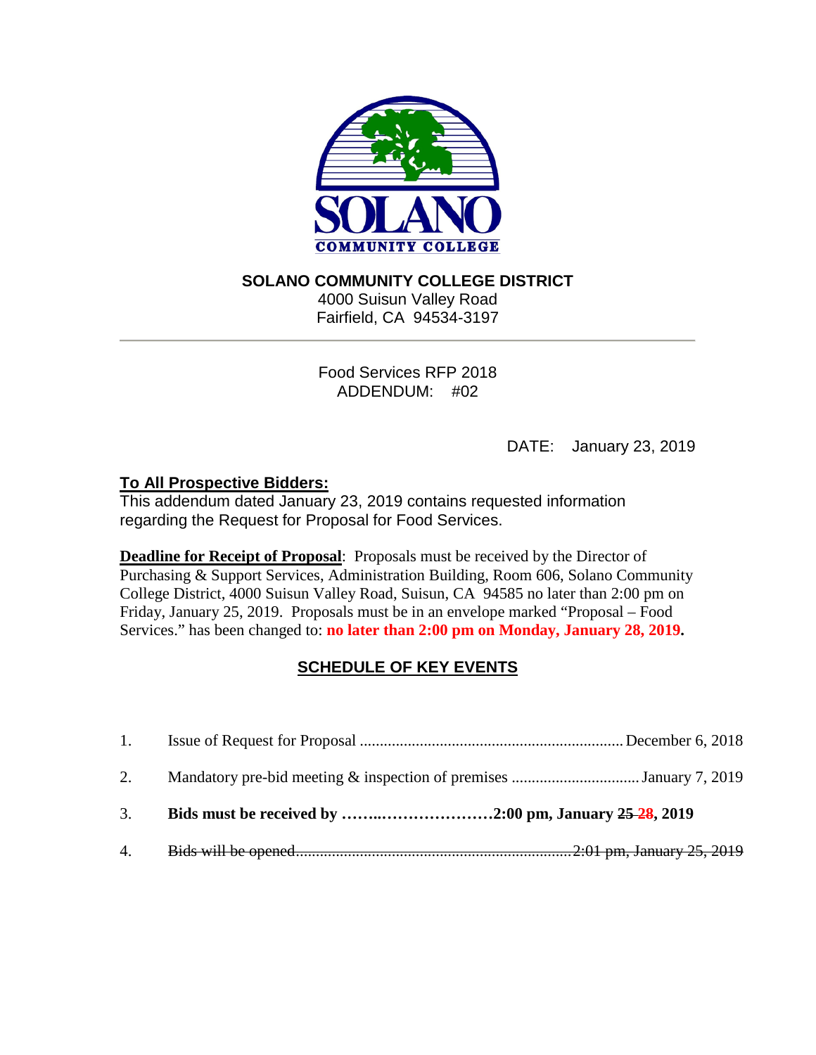**SOLANO COMMUNITY COLLEGE DISTRICT**
4000 Suisun Valley Road
Fairfield, CA 94534-3197

---

Food Services RFP 2018
ADDENDUM: #02

DATE: January 23, 2019

**To All Prospective Bidders:**
This addendum dated January 23, 2019 contains requested information regarding the Request for Proposal for Food Services.

**Deadline for Receipt of Proposal**: Proposals must be received by the Director of Purchasing & Support Services, Administration Building, Room 606, Solano Community College District, 4000 Suisun Valley Road, Suisun, CA 94585 no later than 2:00 pm on Friday, January 25, 2019. Proposals must be in an envelope marked "Proposal – Food Services." has been changed to: **no later than 2:00 pm on Monday, January 28, 2019.**

## SCHEDULE OF KEY EVENTS

1. Issue of Request for Proposal ................................................................ December 6, 2018
2. Mandatory pre-bid meeting & inspection of premises ............................... January 7, 2019
3. **Bids must be received by ……..…………………2:00 pm, January ~~25~~ 28, 2019**
4. ~~Bids will be opened.................................................................. 2:01 pm, January 25, 2019~~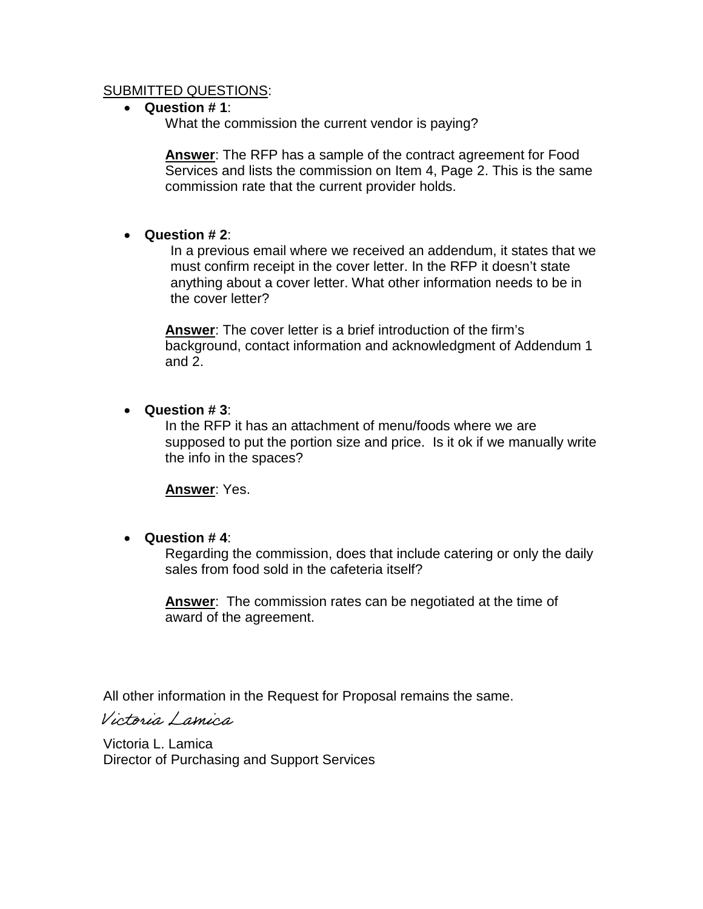<u>SUBMITTED QUESTIONS</u>:

- **Question # 1**:

  What the commission the current vendor is paying?

  **<u>Answer</u>**: The RFP has a sample of the contract agreement for Food Services and lists the commission on Item 4, Page 2. This is the same commission rate that the current provider holds.

- **Question # 2**:

  In a previous email where we received an addendum, it states that we must confirm receipt in the cover letter. In the RFP it doesn't state anything about a cover letter. What other information needs to be in the cover letter?

  **<u>Answer</u>**: The cover letter is a brief introduction of the firm's background, contact information and acknowledgment of Addendum 1 and 2.

- **Question # 3**:

  In the RFP it has an attachment of menu/foods where we are supposed to put the portion size and price. Is it ok if we manually write the info in the spaces?

  **<u>Answer</u>**: Yes.

- **Question # 4**:

  Regarding the commission, does that include catering or only the daily sales from food sold in the cafeteria itself?

  **<u>Answer</u>**: The commission rates can be negotiated at the time of award of the agreement.

All other information in the Request for Proposal remains the same.

*Victoria Lamica*

Victoria L. Lamica
Director of Purchasing and Support Services